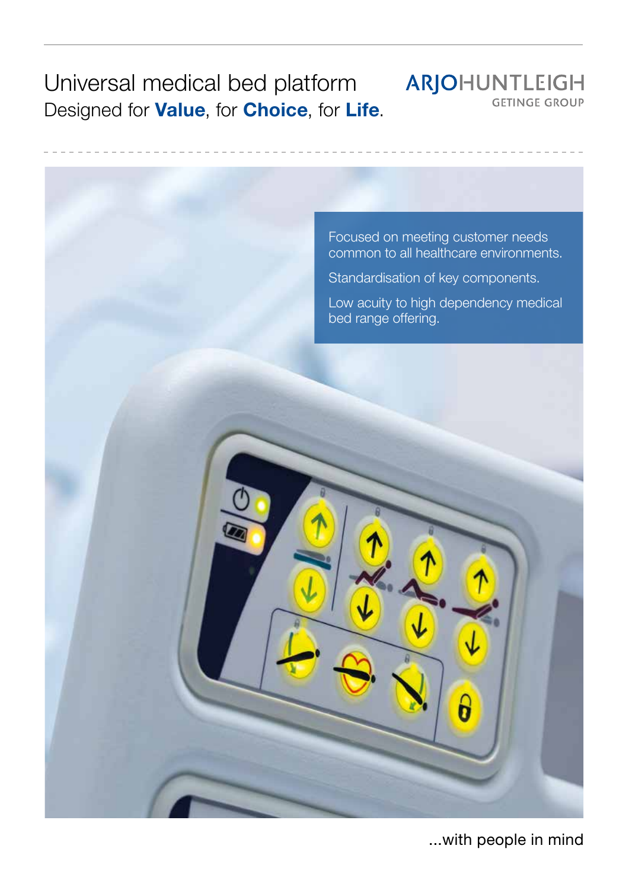# Universal medical bed platform

Designed for **Value**, for **Choice**, for **Life**.

ARJOHUNTLEIGH
GETINGE GROUP

Focused on meeting customer needs common to all healthcare environments.

Standardisation of key components.

Low acuity to high dependency medical bed range offering.

...with people in mind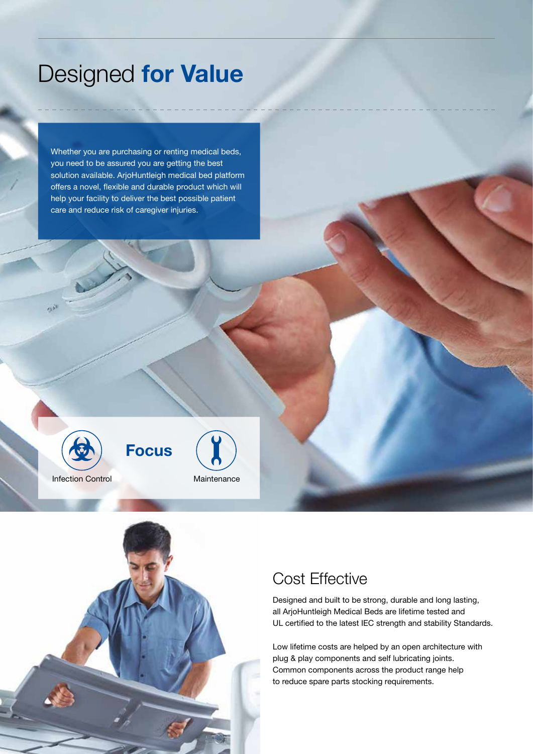# Designed **for Value**

Whether you are purchasing or renting medical beds, you need to be assured you are getting the best solution available. ArjoHuntleigh medical bed platform offers a novel, flexible and durable product which will help your facility to deliver the best possible patient care and reduce risk of caregiver injuries.

**Focus**

Infection Control

Maintenance

## Cost Effective

Designed and built to be strong, durable and long lasting, all ArjoHuntleigh Medical Beds are lifetime tested and UL certified to the latest IEC strength and stability Standards.

Low lifetime costs are helped by an open architecture with plug & play components and self lubricating joints. Common components across the product range help to reduce spare parts stocking requirements.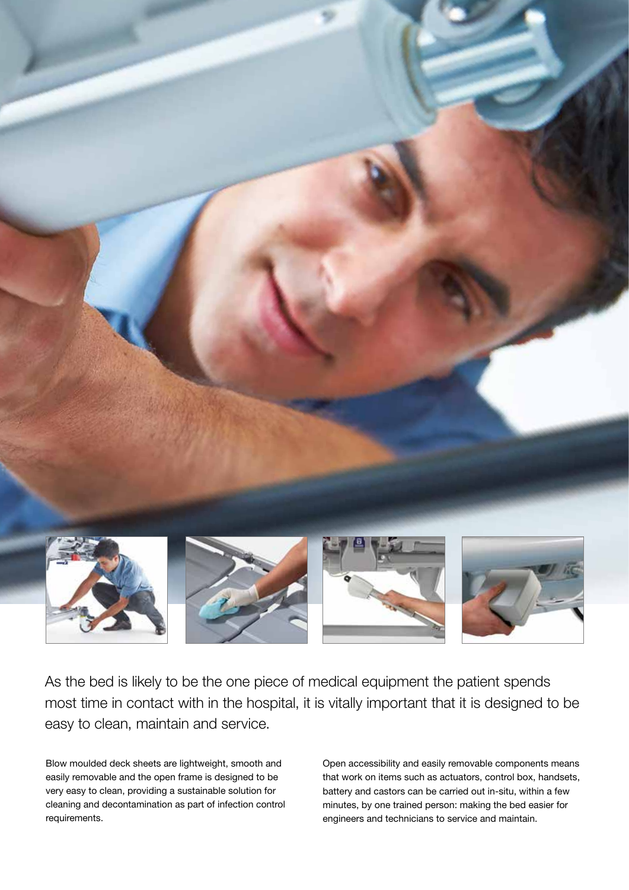As the bed is likely to be the one piece of medical equipment the patient spends most time in contact with in the hospital, it is vitally important that it is designed to be easy to clean, maintain and service.

Blow moulded deck sheets are lightweight, smooth and easily removable and the open frame is designed to be very easy to clean, providing a sustainable solution for cleaning and decontamination as part of infection control requirements.

Open accessibility and easily removable components means that work on items such as actuators, control box, handsets, battery and castors can be carried out in-situ, within a few minutes, by one trained person: making the bed easier for engineers and technicians to service and maintain.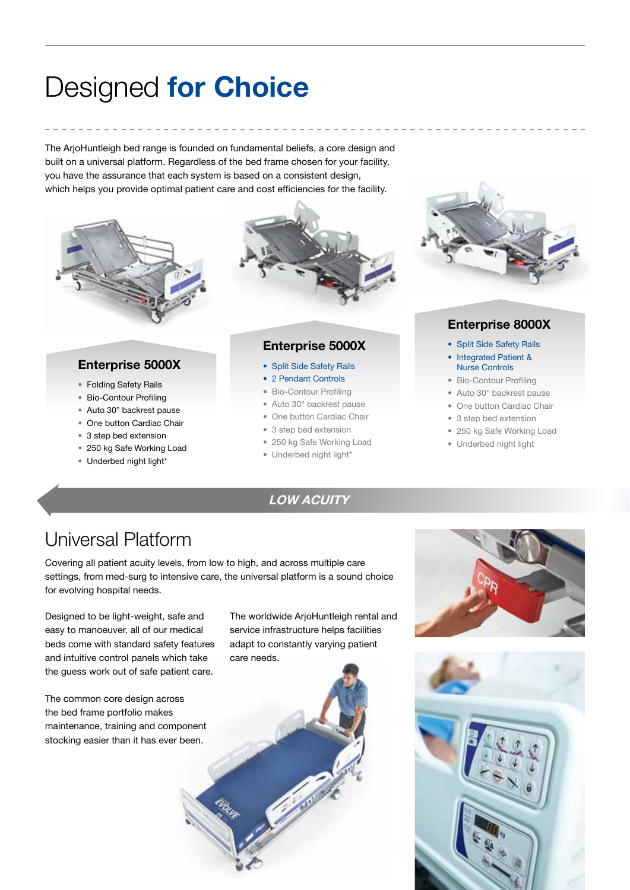# Designed **for Choice**

The ArjoHuntleigh bed range is founded on fundamental beliefs, a core design and built on a universal platform. Regardless of the bed frame chosen for your facility, you have the assurance that each system is based on a consistent design, which helps you provide optimal patient care and cost efficiencies for the facility.

### Enterprise 5000X

- Folding Safety Rails
- Bio-Contour Profiling
- Auto 30° backrest pause
- One button Cardiac Chair
- 3 step bed extension
- 250 kg Safe Working Load
- Underbed night light*

### Enterprise 5000X

- Split Side Safety Rails
- 2 Pendant Controls
- Bio-Contour Profiling
- Auto 30° backrest pause
- One button Cardiac Chair
- 3 step bed extension
- 250 kg Safe Working Load
- Underbed night light*

### Enterprise 8000X

- Split Side Safety Rails
- Integrated Patient & Nurse Controls
- Bio-Contour Profiling
- Auto 30° backrest pause
- One button Cardiac Chair
- 3 step bed extension
- 250 kg Safe Working Load
- Underbed night light

*LOW ACUITY*

## Universal Platform

Covering all patient acuity levels, from low to high, and across multiple care settings, from med-surg to intensive care, the universal platform is a sound choice for evolving hospital needs.

Designed to be light-weight, safe and easy to manoeuver, all of our medical beds come with standard safety features and intuitive control panels which take the guess work out of safe patient care.

The common core design across the bed frame portfolio makes maintenance, training and component stocking easier than it has ever been.

The worldwide ArjoHuntleigh rental and service infrastructure helps facilities adapt to constantly varying patient care needs.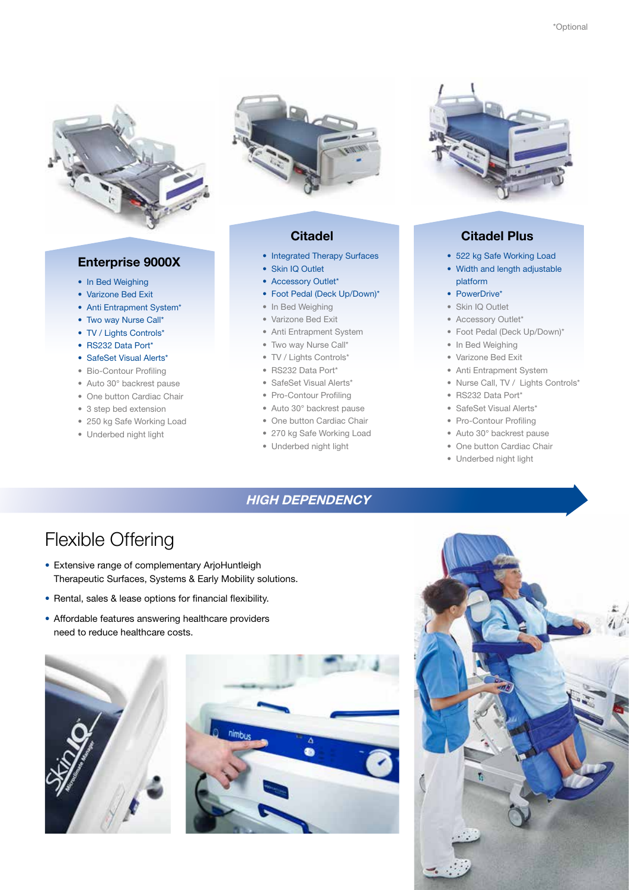*Optional

## Enterprise 9000X

- In Bed Weighing
- Varizone Bed Exit
- Anti Entrapment System*
- Two way Nurse Call*
- TV / Lights Controls*
- RS232 Data Port*
- SafeSet Visual Alerts*
- Bio-Contour Profiling
- Auto 30° backrest pause
- One button Cardiac Chair
- 3 step bed extension
- 250 kg Safe Working Load
- Underbed night light

## Citadel

- Integrated Therapy Surfaces
- Skin IQ Outlet
- Accessory Outlet*
- Foot Pedal (Deck Up/Down)*
- In Bed Weighing
- Varizone Bed Exit
- Anti Entrapment System
- Two way Nurse Call*
- TV / Lights Controls*
- RS232 Data Port*
- SafeSet Visual Alerts*
- Pro-Contour Profiling
- Auto 30° backrest pause
- One button Cardiac Chair
- 270 kg Safe Working Load
- Underbed night light

## Citadel Plus

- 522 kg Safe Working Load
- Width and length adjustable platform
- PowerDrive*
- Skin IQ Outlet
- Accessory Outlet*
- Foot Pedal (Deck Up/Down)*
- In Bed Weighing
- Varizone Bed Exit
- Anti Entrapment System
- Nurse Call, TV / Lights Controls*
- RS232 Data Port*
- SafeSet Visual Alerts*
- Pro-Contour Profiling
- Auto 30° backrest pause
- One button Cardiac Chair
- Underbed night light

***HIGH DEPENDENCY***

# Flexible Offering

- Extensive range of complementary ArjoHuntleigh Therapeutic Surfaces, Systems & Early Mobility solutions.
- Rental, sales & lease options for financial flexibility.
- Affordable features answering healthcare providers need to reduce healthcare costs.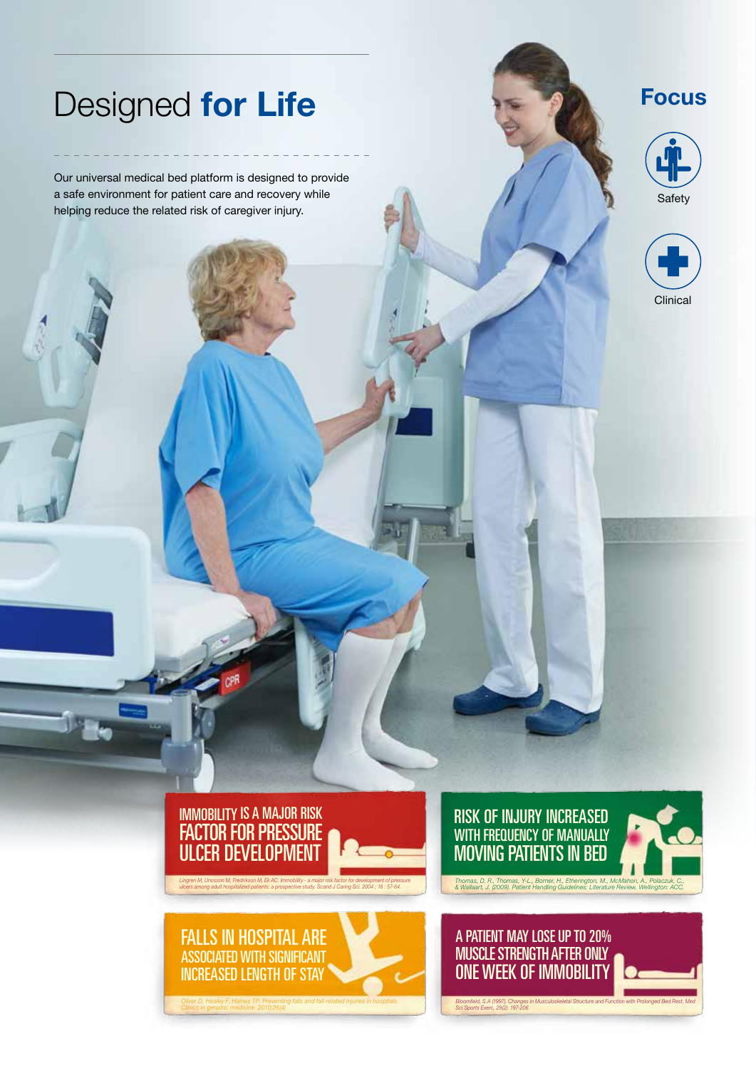# Designed **for Life**

Our universal medical bed platform is designed to provide a safe environment for patient care and recovery while helping reduce the related risk of caregiver injury.

## Focus

- Safety
- Clinical

**IMMOBILITY IS A MAJOR RISK FACTOR FOR PRESSURE ULCER DEVELOPMENT**

*Lingren M, Unosson M, Fredrikson M, Ek AC. Immobility - a major risk factor for development of pressure ulcers among adult hospitalized patients: a prospective study. Scand J Caring Sci. 2004 ; 18 : 57-64.*

**RISK OF INJURY INCREASED WITH FREQUENCY OF MANUALLY MOVING PATIENTS IN BED**

*Thomas, D. R., Thomas, Y.-L., Borner, H., Etherington, M., McMahon, A., Polaczuk, C., & Wallaart, J. (2009). Patient Handling Guidelines: Literature Review. Wellington: ACC.*

**FALLS IN HOSPITAL ARE ASSOCIATED WITH SIGNIFICANT INCREASED LENGTH OF STAY**

*Oliver D, Healey F, Haines TP. Preventing falls and fall-related injuries in hospitals. Clinics in geriatric medicine. 2010;26(4)*

**A PATIENT MAY LOSE UP TO 20% MUSCLE STRENGTH AFTER ONLY ONE WEEK OF IMMOBILITY**

*Bloomfield, S.A (1997). Changes in Musculoskeletal Structure and Function with Prolonged Bed Rest, Med Sci Sports Exerc, 29(2): 197-206*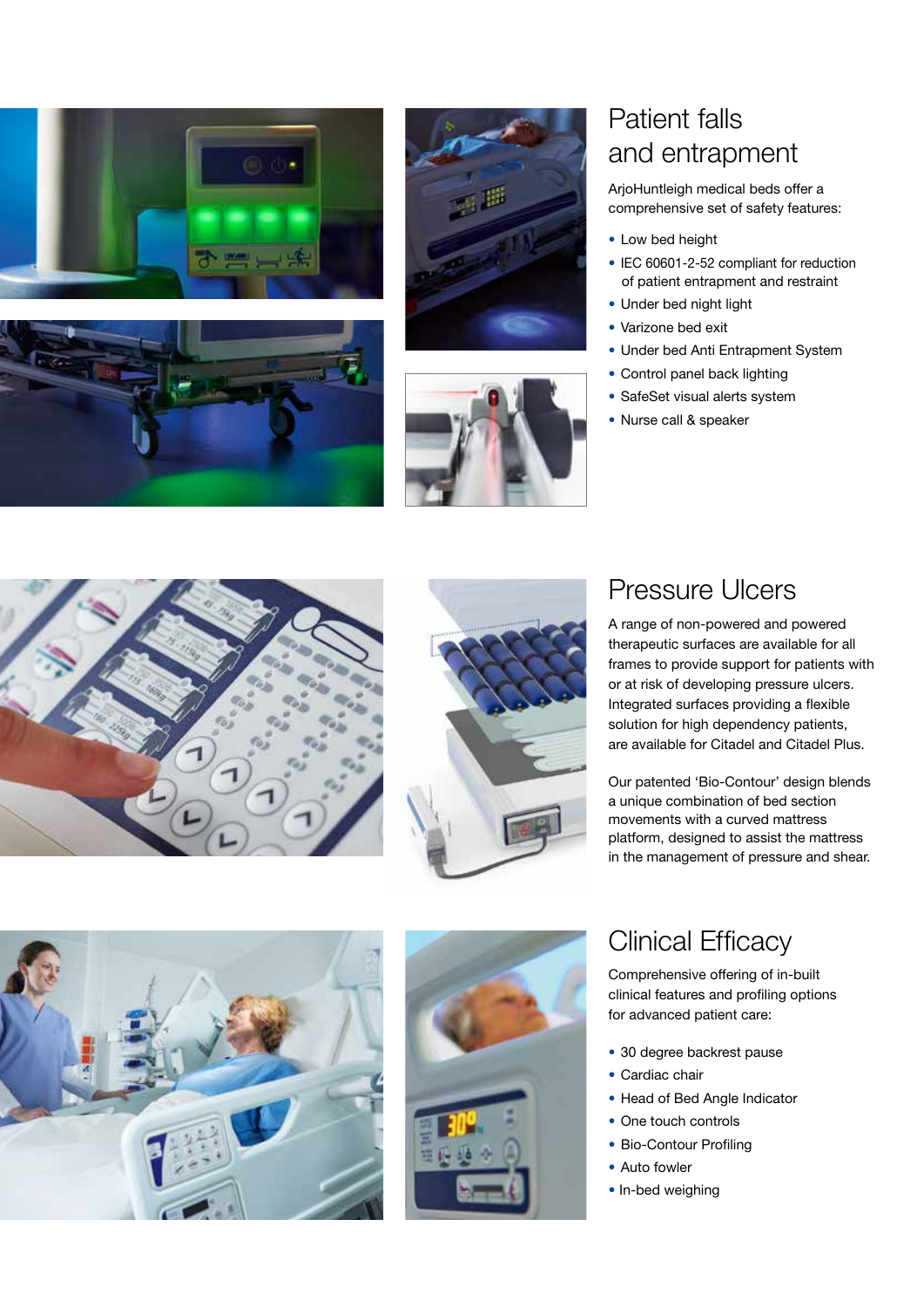## Patient falls and entrapment

ArjoHuntleigh medical beds offer a comprehensive set of safety features:

- Low bed height
- IEC 60601-2-52 compliant for reduction of patient entrapment and restraint
- Under bed night light
- Varizone bed exit
- Under bed Anti Entrapment System
- Control panel back lighting
- SafeSet visual alerts system
- Nurse call & speaker

## Pressure Ulcers

A range of non-powered and powered therapeutic surfaces are available for all frames to provide support for patients with or at risk of developing pressure ulcers. Integrated surfaces providing a flexible solution for high dependency patients, are available for Citadel and Citadel Plus.

Our patented 'Bio-Contour' design blends a unique combination of bed section movements with a curved mattress platform, designed to assist the mattress in the management of pressure and shear.

## Clinical Efficacy

Comprehensive offering of in-built clinical features and profiling options for advanced patient care:

- 30 degree backrest pause
- Cardiac chair
- Head of Bed Angle Indicator
- One touch controls
- Bio-Contour Profiling
- Auto fowler
- In-bed weighing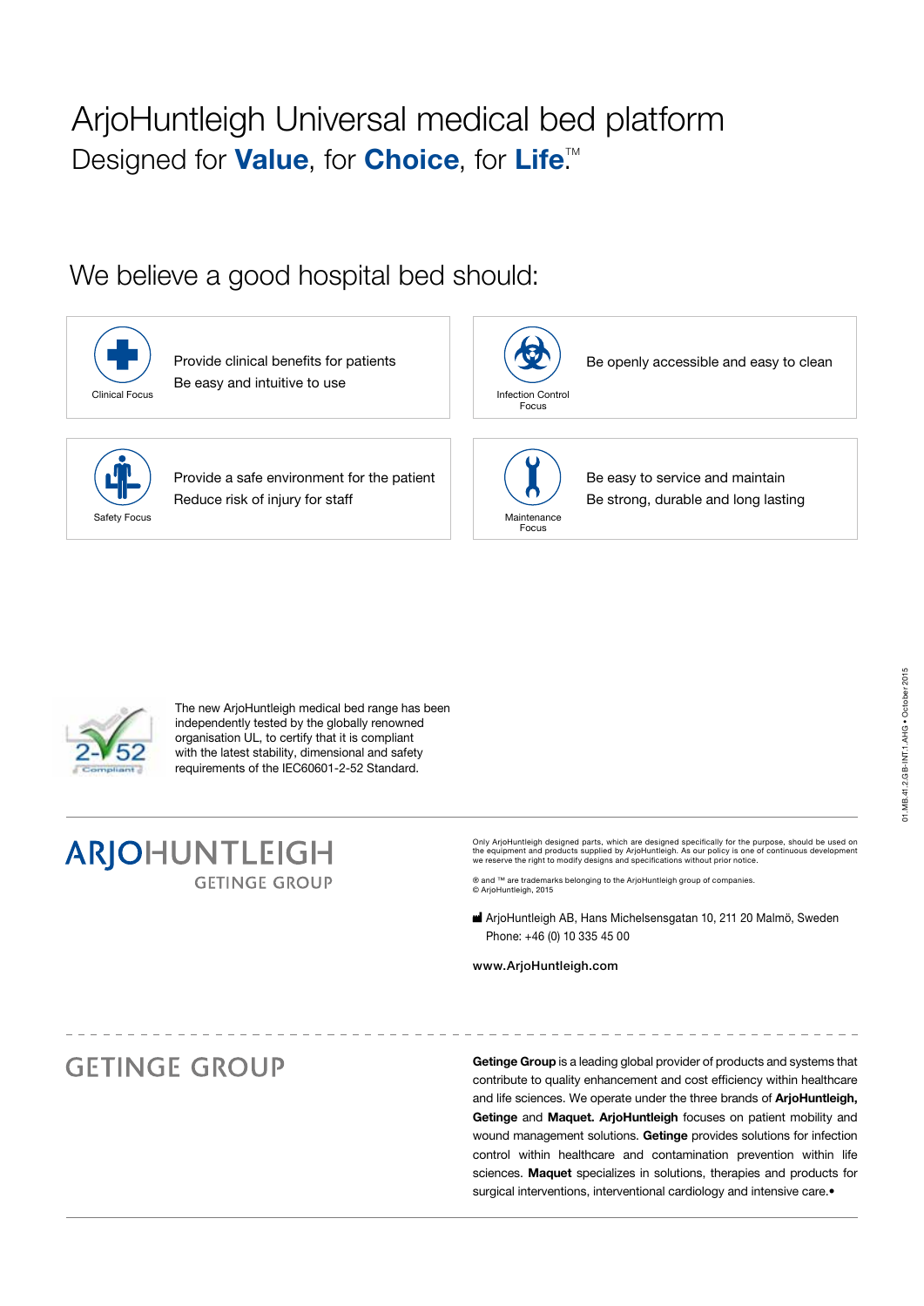# ArjoHuntleigh Universal medical bed platform

## Designed for **Value**, for **Choice**, for **Life**.™

## We believe a good hospital bed should:

| | | | |
|---|---|---|---|
| Clinical Focus | Provide clinical benefits for patients<br>Be easy and intuitive to use | Infection Control Focus | Be openly accessible and easy to clean |
| Safety Focus | Provide a safe environment for the patient<br>Reduce risk of injury for staff | Maintenance Focus | Be easy to service and maintain<br>Be strong, durable and long lasting |

2-52 Compliant

The new ArjoHuntleigh medical bed range has been independently tested by the globally renowned organisation UL, to certify that it is compliant with the latest stability, dimensional and safety requirements of the IEC60601-2-52 Standard.

ARJOHUNTLEIGH
GETINGE GROUP

Only ArjoHuntleigh designed parts, which are designed specifically for the purpose, should be used on the equipment and products supplied by ArjoHuntleigh. As our policy is one of continuous development we reserve the right to modify designs and specifications without prior notice.

® and ™ are trademarks belonging to the ArjoHuntleigh group of companies.
© ArjoHuntleigh, 2015

ArjoHuntleigh AB, Hans Michelsensgatan 10, 211 20 Malmö, Sweden
Phone: +46 (0) 10 335 45 00

www.ArjoHuntleigh.com

01.MB.41.2.GB-INT.1.AHG • October 2015

GETINGE GROUP

**Getinge Group** is a leading global provider of products and systems that contribute to quality enhancement and cost efficiency within healthcare and life sciences. We operate under the three brands of **ArjoHuntleigh, Getinge** and **Maquet. ArjoHuntleigh** focuses on patient mobility and wound management solutions. **Getinge** provides solutions for infection control within healthcare and contamination prevention within life sciences. **Maquet** specializes in solutions, therapies and products for surgical interventions, interventional cardiology and intensive care.•